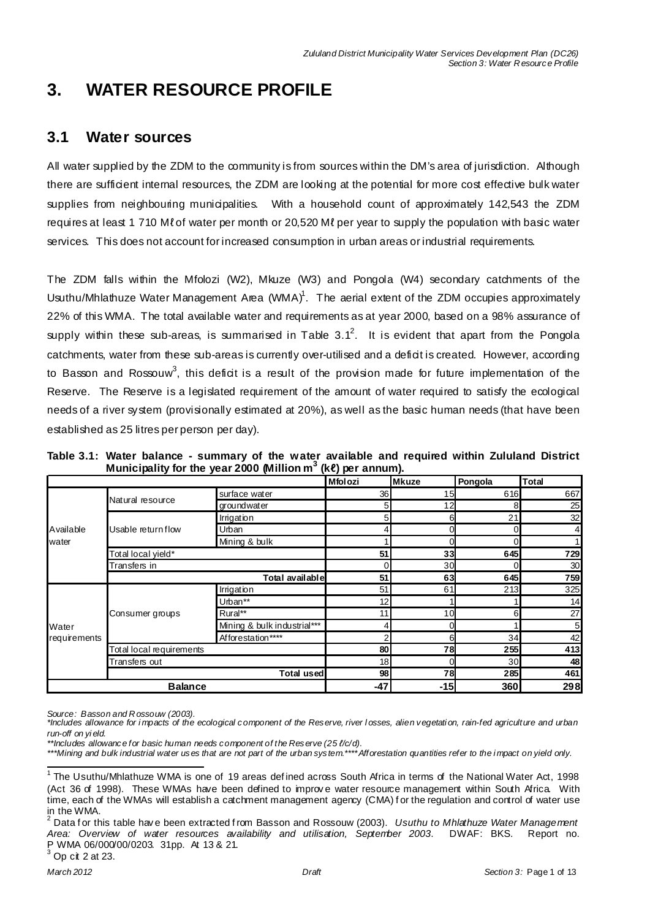# 3. WATER RESOURCE PROFILE

## 3.1 Water sources

All water supplied by the ZDM to the community is from sources within the DM's area of jurisdiction. Although there are sufficient internal resources, the ZDM are looking at the potential for more cost effective bulk water supplies from neighbouring municipalities. With a household count of approximately 142,543 the ZDM requires at least 1 710 Mℓ of water per month or 20,520 Mℓ per year to supply the population with basic water services. This does not account for increased consumption in urban areas or industrial requirements.

The ZDM falls within the Mfolozi (W2), Mkuze (W3) and Pongola (W4) secondary catchments of the Usuthu/Mhlathuze Water Management Area (WMA)[1]. The aerial extent of the ZDM occupies approximately 22% of this WMA. The total available water and requirements as at year 2000, based on a 98% assurance of supply within these sub-areas, is summarised in Table 3.1[2]. It is evident that apart from the Pongola catchments, water from these sub-areas is currently over-utilised and a deficit is created. However, according to Basson and Rossouw[3], this deficit is a result of the provision made for future implementation of the Reserve. The Reserve is a legislated requirement of the amount of water required to satisfy the ecological needs of a river system (provisionally estimated at 20%), as well as the basic human needs (that have been established as 25 litres per person per day).

**Table 3.1: Water balance - summary of the water available and required within Zululand District Municipality for the year 2000 (Million m$^3$ (kℓ) per annum).**

| | | | Mfolozi | Mkuze | Pongola | Total |
|---|---|---|---|---|---|---|
| Available water | Natural resource | surface water | 36 | 15 | 616 | 667 |
| | | groundwater | 5 | 12 | 8 | 25 |
| | Usable return flow | Irrigation | 5 | 6 | 21 | 32 |
| | | Urban | 4 | 0 | 0 | 4 |
| | | Mining & bulk | 1 | 0 | 0 | 1 |
| | Total local yield* | | 51 | 33 | 645 | 729 |
| | Transfers in | | 0 | 30 | 0 | 30 |
| | | Total available | 51 | 63 | 645 | 759 |
| Water requirements | Consumer groups | Irrigation | 51 | 61 | 213 | 325 |
| | | Urban** | 12 | 1 | 1 | 14 |
| | | Rural** | 11 | 10 | 6 | 27 |
| | | Mining & bulk industrial*** | 4 | 0 | 1 | 5 |
| | | Afforestation**** | 2 | 6 | 34 | 42 |
| | Total local requirements | | 80 | 78 | 255 | 413 |
| | Transfers out | | 18 | 0 | 30 | 48 |
| | | Total used | 98 | 78 | 285 | 461 |
| Balance | | | -47 | -15 | 360 | 298 |

*Source: Basson and Rossouw (2003).*
*\*Includes allowance for impacts of the ecological component of the Reserve, river losses, alien vegetation, rain-fed agriculture and urban run-off on yield.*
*\*\*Includes allowance for basic human needs component of the Reserve (25 ℓ/c/d).*
*\*\*\*Mining and bulk industrial water uses that are not part of the urban system.\*\*\*\*Afforestation quantities refer to the impact on yield only.*

---

[1] The Usuthu/Mhlathuze WMA is one of 19 areas defined across South Africa in terms of the National Water Act, 1998 (Act 36 of 1998). These WMAs have been defined to improve water resource management within South Africa. With time, each of the WMAs will establish a catchment management agency (CMA) for the regulation and control of water use in the WMA.

[2] Data for this table have been extracted from Basson and Rossouw (2003). *Usuthu to Mhlathuze Water Management Area: Overview of water resources availability and utilisation, September 2003*. DWAF: BKS. Report no. P WMA 06/000/00/0203. 31pp. At 13 & 21.

[3] Op cit 2 at 23.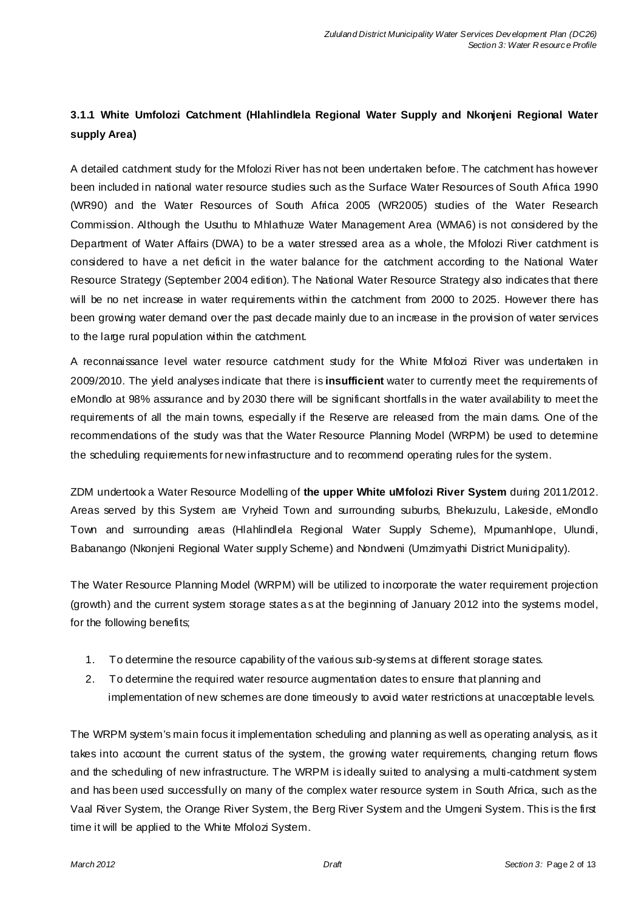### 3.1.1 White Umfolozi Catchment (Hlahlindlela Regional Water Supply and Nkonjeni Regional Water supply Area)

A detailed catchment study for the Mfolozi River has not been undertaken before. The catchment has however been included in national water resource studies such as the Surface Water Resources of South Africa 1990 (WR90) and the Water Resources of South Africa 2005 (WR2005) studies of the Water Research Commission. Although the Usuthu to Mhlathuze Water Management Area (WMA6) is not considered by the Department of Water Affairs (DWA) to be a water stressed area as a whole, the Mfolozi River catchment is considered to have a net deficit in the water balance for the catchment according to the National Water Resource Strategy (September 2004 edition). The National Water Resource Strategy also indicates that there will be no net increase in water requirements within the catchment from 2000 to 2025. However there has been growing water demand over the past decade mainly due to an increase in the provision of water services to the large rural population within the catchment.

A reconnaissance level water resource catchment study for the White Mfolozi River was undertaken in 2009/2010. The yield analyses indicate that there is **insufficient** water to currently meet the requirements of eMondlo at 98% assurance and by 2030 there will be significant shortfalls in the water availability to meet the requirements of all the main towns, especially if the Reserve are released from the main dams. One of the recommendations of the study was that the Water Resource Planning Model (WRPM) be used to determine the scheduling requirements for new infrastructure and to recommend operating rules for the system.

ZDM undertook a Water Resource Modelling of **the upper White uMfolozi River System** during 2011/2012. Areas served by this System are Vryheid Town and surrounding suburbs, Bhekuzulu, Lakeside, eMondlo Town and surrounding areas (Hlahlindlela Regional Water Supply Scheme), Mpumanhlope, Ulundi, Babanango (Nkonjeni Regional Water supply Scheme) and Nondweni (Umzimyathi District Municipality).

The Water Resource Planning Model (WRPM) will be utilized to incorporate the water requirement projection (growth) and the current system storage states as at the beginning of January 2012 into the systems model, for the following benefits;

1. To determine the resource capability of the various sub-systems at different storage states.
2. To determine the required water resource augmentation dates to ensure that planning and implementation of new schemes are done timeously to avoid water restrictions at unacceptable levels.

The WRPM system's main focus it implementation scheduling and planning as well as operating analysis, as it takes into account the current status of the system, the growing water requirements, changing return flows and the scheduling of new infrastructure. The WRPM is ideally suited to analysing a multi-catchment system and has been used successfully on many of the complex water resource system in South Africa, such as the Vaal River System, the Orange River System, the Berg River System and the Umgeni System. This is the first time it will be applied to the White Mfolozi System.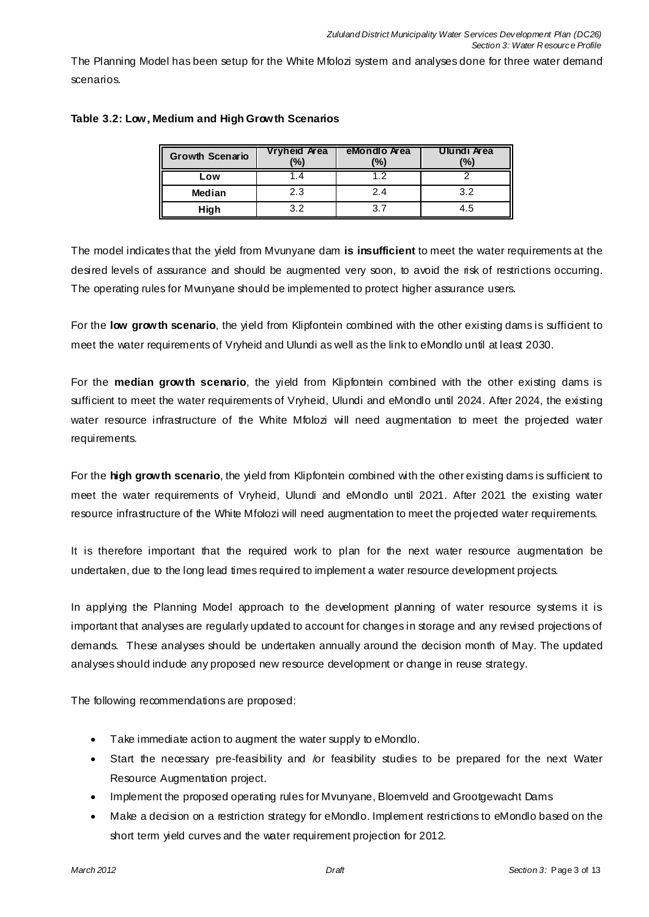The Planning Model has been setup for the White Mfolozi system and analyses done for three water demand scenarios.

**Table 3.2: Low, Medium and High Growth Scenarios**

| Growth Scenario | Vryheid Area (%) | eMondlo Area (%) | Ulundi Area (%) |
|---|---|---|---|
| **Low** | 1.4 | 1.2 | 2 |
| **Median** | 2.3 | 2.4 | 3.2 |
| **High** | 3.2 | 3.7 | 4.5 |

The model indicates that the yield from Mvunyane dam **is insufficient** to meet the water requirements at the desired levels of assurance and should be augmented very soon, to avoid the risk of restrictions occurring. The operating rules for Mvunyane should be implemented to protect higher assurance users.

For the **low growth scenario**, the yield from Klipfontein combined with the other existing dams is sufficient to meet the water requirements of Vryheid and Ulundi as well as the link to eMondlo until at least 2030.

For the **median growth scenario**, the yield from Klipfontein combined with the other existing dams is sufficient to meet the water requirements of Vryheid, Ulundi and eMondlo until 2024. After 2024, the existing water resource infrastructure of the White Mfolozi will need augmentation to meet the projected water requirements.

For the **high growth scenario**, the yield from Klipfontein combined with the other existing dams is sufficient to meet the water requirements of Vryheid, Ulundi and eMondlo until 2021. After 2021 the existing water resource infrastructure of the White Mfolozi will need augmentation to meet the projected water requirements.

It is therefore important that the required work to plan for the next water resource augmentation be undertaken, due to the long lead times required to implement a water resource development projects.

In applying the Planning Model approach to the development planning of water resource systems it is important that analyses are regularly updated to account for changes in storage and any revised projections of demands. These analyses should be undertaken annually around the decision month of May. The updated analyses should include any proposed new resource development or change in reuse strategy.

The following recommendations are proposed:

- Take immediate action to augment the water supply to eMondlo.
- Start the necessary pre-feasibility and /or feasibility studies to be prepared for the next Water Resource Augmentation project.
- Implement the proposed operating rules for Mvunyane, Bloemveld and Grootgewacht Dams
- Make a decision on a restriction strategy for eMondlo. Implement restrictions to eMondlo based on the short term yield curves and the water requirement projection for 2012.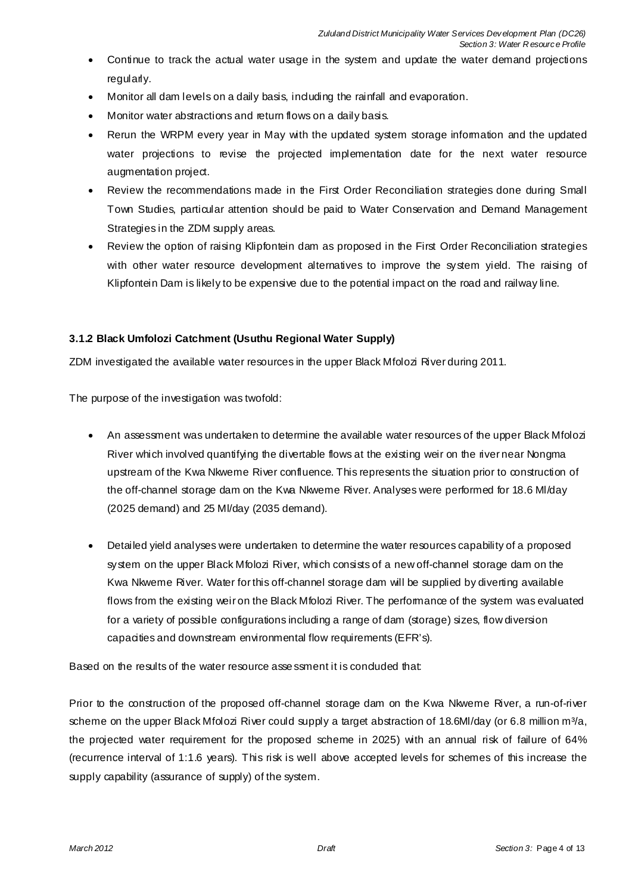- Continue to track the actual water usage in the system and update the water demand projections regularly.
- Monitor all dam levels on a daily basis, including the rainfall and evaporation.
- Monitor water abstractions and return flows on a daily basis.
- Rerun the WRPM every year in May with the updated system storage information and the updated water projections to revise the projected implementation date for the next water resource augmentation project.
- Review the recommendations made in the First Order Reconciliation strategies done during Small Town Studies, particular attention should be paid to Water Conservation and Demand Management Strategies in the ZDM supply areas.
- Review the option of raising Klipfontein dam as proposed in the First Order Reconciliation strategies with other water resource development alternatives to improve the system yield. The raising of Klipfontein Dam is likely to be expensive due to the potential impact on the road and railway line.

### 3.1.2 Black Umfolozi Catchment (Usuthu Regional Water Supply)

ZDM investigated the available water resources in the upper Black Mfolozi River during 2011.

The purpose of the investigation was twofold:

- An assessment was undertaken to determine the available water resources of the upper Black Mfolozi River which involved quantifying the divertable flows at the existing weir on the river near Nongma upstream of the Kwa Nkweme River confluence. This represents the situation prior to construction of the off-channel storage dam on the Kwa Nkweme River. Analyses were performed for 18.6 Ml/day (2025 demand) and 25 Ml/day (2035 demand).

- Detailed yield analyses were undertaken to determine the water resources capability of a proposed system on the upper Black Mfolozi River, which consists of a new off-channel storage dam on the Kwa Nkweme River. Water for this off-channel storage dam will be supplied by diverting available flows from the existing weir on the Black Mfolozi River. The performance of the system was evaluated for a variety of possible configurations including a range of dam (storage) sizes, flow diversion capacities and downstream environmental flow requirements (EFR's).

Based on the results of the water resource assessment it is concluded that:

Prior to the construction of the proposed off-channel storage dam on the Kwa Nkweme River, a run-of-river scheme on the upper Black Mfolozi River could supply a target abstraction of 18.6Ml/day (or 6.8 million m³/a, the projected water requirement for the proposed scheme in 2025) with an annual risk of failure of 64% (recurrence interval of 1:1.6 years). This risk is well above accepted levels for schemes of this increase the supply capability (assurance of supply) of the system.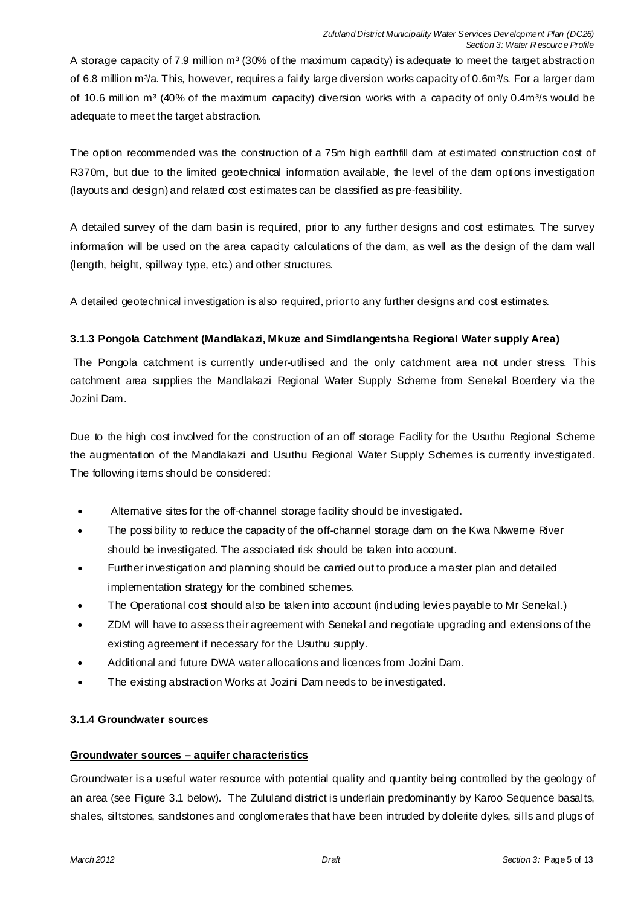A storage capacity of 7.9 million $m^3$ (30% of the maximum capacity) is adequate to meet the target abstraction of 6.8 million $m^3$/a. This, however, requires a fairly large diversion works capacity of 0.6$m^3$/s. For a larger dam of 10.6 million $m^3$ (40% of the maximum capacity) diversion works with a capacity of only 0.4$m^3$/s would be adequate to meet the target abstraction.

The option recommended was the construction of a 75m high earthfill dam at estimated construction cost of R370m, but due to the limited geotechnical information available, the level of the dam options investigation (layouts and design) and related cost estimates can be classified as pre-feasibility.

A detailed survey of the dam basin is required, prior to any further designs and cost estimates. The survey information will be used on the area capacity calculations of the dam, as well as the design of the dam wall (length, height, spillway type, etc.) and other structures.

A detailed geotechnical investigation is also required, prior to any further designs and cost estimates.

### 3.1.3 Pongola Catchment (Mandlakazi, Mkuze and Simdlangentsha Regional Water supply Area)

The Pongola catchment is currently under-utilised and the only catchment area not under stress. This catchment area supplies the Mandlakazi Regional Water Supply Scheme from Senekal Boerdery via the Jozini Dam.

Due to the high cost involved for the construction of an off storage Facility for the Usuthu Regional Scheme the augmentation of the Mandlakazi and Usuthu Regional Water Supply Schemes is currently investigated. The following items should be considered:

- Alternative sites for the off-channel storage facility should be investigated.
- The possibility to reduce the capacity of the off-channel storage dam on the Kwa Nkweme River should be investigated. The associated risk should be taken into account.
- Further investigation and planning should be carried out to produce a master plan and detailed implementation strategy for the combined schemes.
- The Operational cost should also be taken into account (including levies payable to Mr Senekal.)
- ZDM will have to assess their agreement with Senekal and negotiate upgrading and extensions of the existing agreement if necessary for the Usuthu supply.
- Additional and future DWA water allocations and licences from Jozini Dam.
- The existing abstraction Works at Jozini Dam needs to be investigated.

### 3.1.4 Groundwater sources

**Groundwater sources – aquifer characteristics**

Groundwater is a useful water resource with potential quality and quantity being controlled by the geology of an area (see Figure 3.1 below). The Zululand district is underlain predominantly by Karoo Sequence basalts, shales, siltstones, sandstones and conglomerates that have been intruded by dolerite dykes, sills and plugs of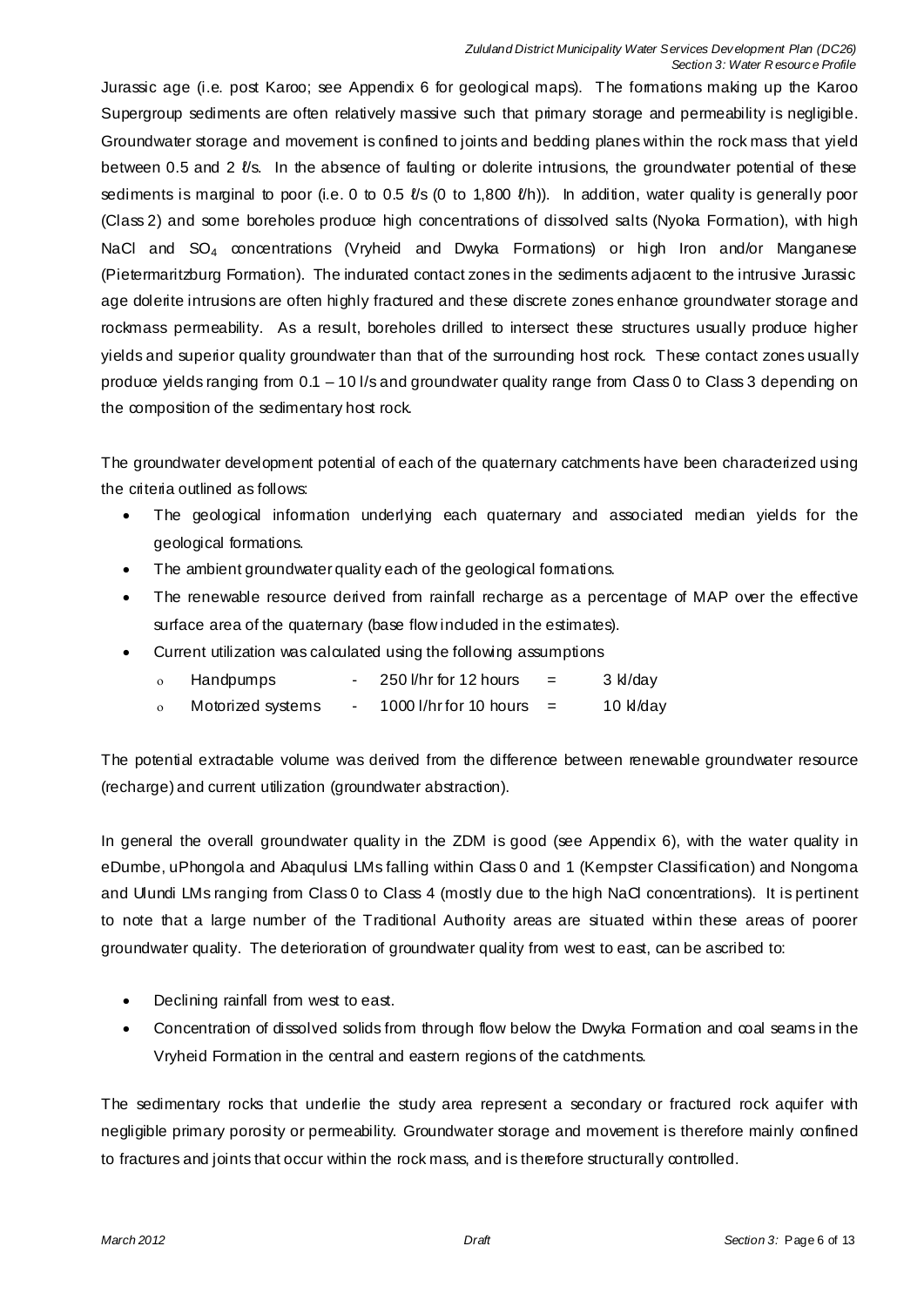Jurassic age (i.e. post Karoo; see Appendix 6 for geological maps). The formations making up the Karoo Supergroup sediments are often relatively massive such that primary storage and permeability is negligible. Groundwater storage and movement is confined to joints and bedding planes within the rock mass that yield between 0.5 and 2 ℓ/s. In the absence of faulting or dolerite intrusions, the groundwater potential of these sediments is marginal to poor (i.e. 0 to 0.5 ℓ/s (0 to 1,800 ℓ/h)). In addition, water quality is generally poor (Class 2) and some boreholes produce high concentrations of dissolved salts (Nyoka Formation), with high NaCl and $SO_4$ concentrations (Vryheid and Dwyka Formations) or high Iron and/or Manganese (Pietermaritzburg Formation). The indurated contact zones in the sediments adjacent to the intrusive Jurassic age dolerite intrusions are often highly fractured and these discrete zones enhance groundwater storage and rockmass permeability. As a result, boreholes drilled to intersect these structures usually produce higher yields and superior quality groundwater than that of the surrounding host rock. These contact zones usually produce yields ranging from 0.1 – 10 l/s and groundwater quality range from Class 0 to Class 3 depending on the composition of the sedimentary host rock.

The groundwater development potential of each of the quaternary catchments have been characterized using the criteria outlined as follows:

- The geological information underlying each quaternary and associated median yields for the geological formations.
- The ambient groundwater quality each of the geological formations.
- The renewable resource derived from rainfall recharge as a percentage of MAP over the effective surface area of the quaternary (base flow included in the estimates).
- Current utilization was calculated using the following assumptions
  - Handpumps - 250 l/hr for 12 hours = 3 kl/day
  - Motorized systems - 1000 l/hr for 10 hours = 10 kl/day

The potential extractable volume was derived from the difference between renewable groundwater resource (recharge) and current utilization (groundwater abstraction).

In general the overall groundwater quality in the ZDM is good (see Appendix 6), with the water quality in eDumbe, uPhongola and Abaqulusi LMs falling within Class 0 and 1 (Kempster Classification) and Nongoma and Ulundi LMs ranging from Class 0 to Class 4 (mostly due to the high NaCl concentrations). It is pertinent to note that a large number of the Traditional Authority areas are situated within these areas of poorer groundwater quality. The deterioration of groundwater quality from west to east, can be ascribed to:

- Declining rainfall from west to east.
- Concentration of dissolved solids from through flow below the Dwyka Formation and coal seams in the Vryheid Formation in the central and eastern regions of the catchments.

The sedimentary rocks that underlie the study area represent a secondary or fractured rock aquifer with negligible primary porosity or permeability. Groundwater storage and movement is therefore mainly confined to fractures and joints that occur within the rock mass, and is therefore structurally controlled.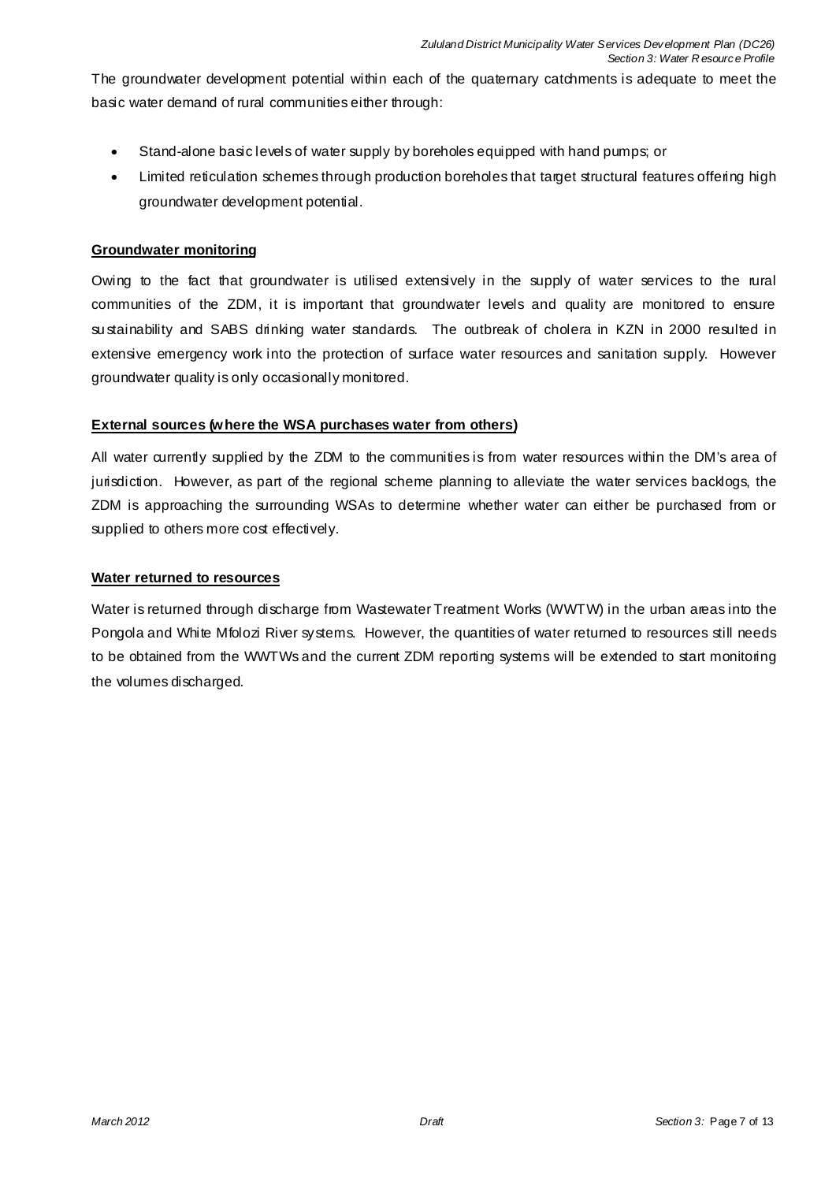The groundwater development potential within each of the quaternary catchments is adequate to meet the basic water demand of rural communities either through:

- Stand-alone basic levels of water supply by boreholes equipped with hand pumps; or
- Limited reticulation schemes through production boreholes that target structural features offering high groundwater development potential.

**Groundwater monitoring**

Owing to the fact that groundwater is utilised extensively in the supply of water services to the rural communities of the ZDM, it is important that groundwater levels and quality are monitored to ensure sustainability and SABS drinking water standards. The outbreak of cholera in KZN in 2000 resulted in extensive emergency work into the protection of surface water resources and sanitation supply. However groundwater quality is only occasionally monitored.

**External sources (where the WSA purchases water from others)**

All water currently supplied by the ZDM to the communities is from water resources within the DM's area of jurisdiction. However, as part of the regional scheme planning to alleviate the water services backlogs, the ZDM is approaching the surrounding WSAs to determine whether water can either be purchased from or supplied to others more cost effectively.

**Water returned to resources**

Water is returned through discharge from Wastewater Treatment Works (WWTW) in the urban areas into the Pongola and White Mfolozi River systems. However, the quantities of water returned to resources still needs to be obtained from the WWTWs and the current ZDM reporting systems will be extended to start monitoring the volumes discharged.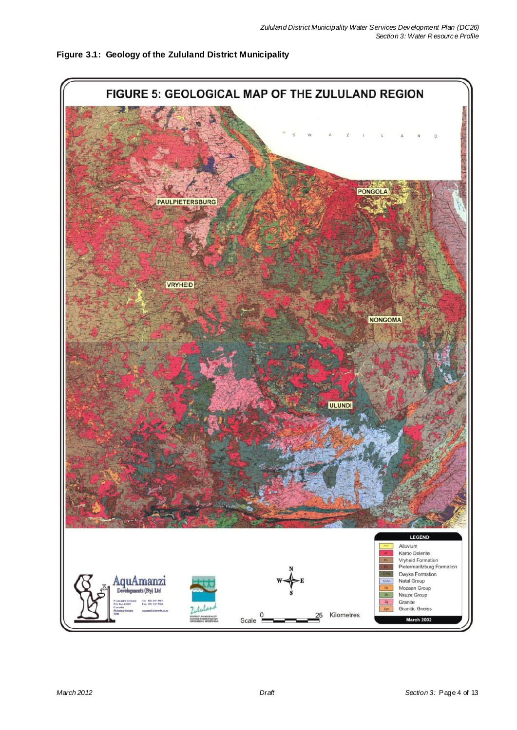**Figure 3.1: Geology of the Zululand District Municipality**

FIGURE 5: GEOLOGICAL MAP OF THE ZULULAND REGION

S W A Z I L A N D

PONGOLA

PAULPIETERSBURG

VRYHEID

NONGOMA

ULUNDI

LEGEND

Alluvium

Jd Karoo Dolerite

Pv Vryheid Formation

Pp Pietermaritzburg Formation

C-Pd Dwyka Formation

O-Sn Natal Group

Rk Mozaan Group

Zn Nsuze Group

Zg Granite

Zgn Granitic Gneiss

March 2002

AquAmanzi Developments (Pty) Ltd

Zululand

Scale 0 25 Kilometres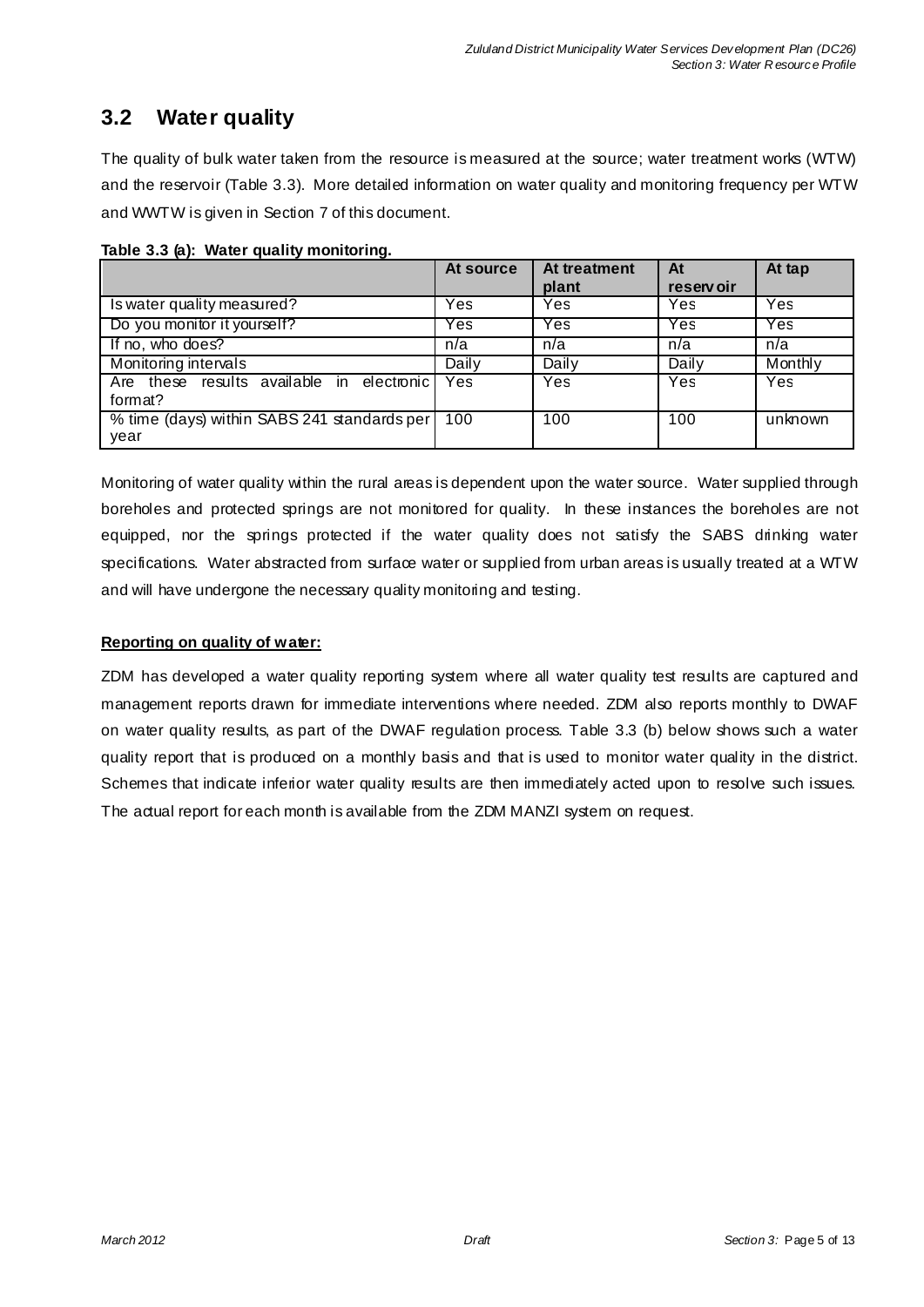## 3.2 Water quality

The quality of bulk water taken from the resource is measured at the source; water treatment works (WTW) and the reservoir (Table 3.3). More detailed information on water quality and monitoring frequency per WTW and WWTW is given in Section 7 of this document.

**Table 3.3 (a): Water quality monitoring.**

| | At source | At treatment plant | At reservoir | At tap |
|---|---|---|---|---|
| Is water quality measured? | Yes | Yes | Yes | Yes |
| Do you monitor it yourself? | Yes | Yes | Yes | Yes |
| If no, who does? | n/a | n/a | n/a | n/a |
| Monitoring intervals | Daily | Daily | Daily | Monthly |
| Are these results available in electronic format? | Yes | Yes | Yes | Yes |
| % time (days) within SABS 241 standards per year | 100 | 100 | 100 | unknown |

Monitoring of water quality within the rural areas is dependent upon the water source. Water supplied through boreholes and protected springs are not monitored for quality. In these instances the boreholes are not equipped, nor the springs protected if the water quality does not satisfy the SABS drinking water specifications. Water abstracted from surface water or supplied from urban areas is usually treated at a WTW and will have undergone the necessary quality monitoring and testing.

**Reporting on quality of water:**

ZDM has developed a water quality reporting system where all water quality test results are captured and management reports drawn for immediate interventions where needed. ZDM also reports monthly to DWAF on water quality results, as part of the DWAF regulation process. Table 3.3 (b) below shows such a water quality report that is produced on a monthly basis and that is used to monitor water quality in the district. Schemes that indicate inferior water quality results are then immediately acted upon to resolve such issues. The actual report for each month is available from the ZDM MANZI system on request.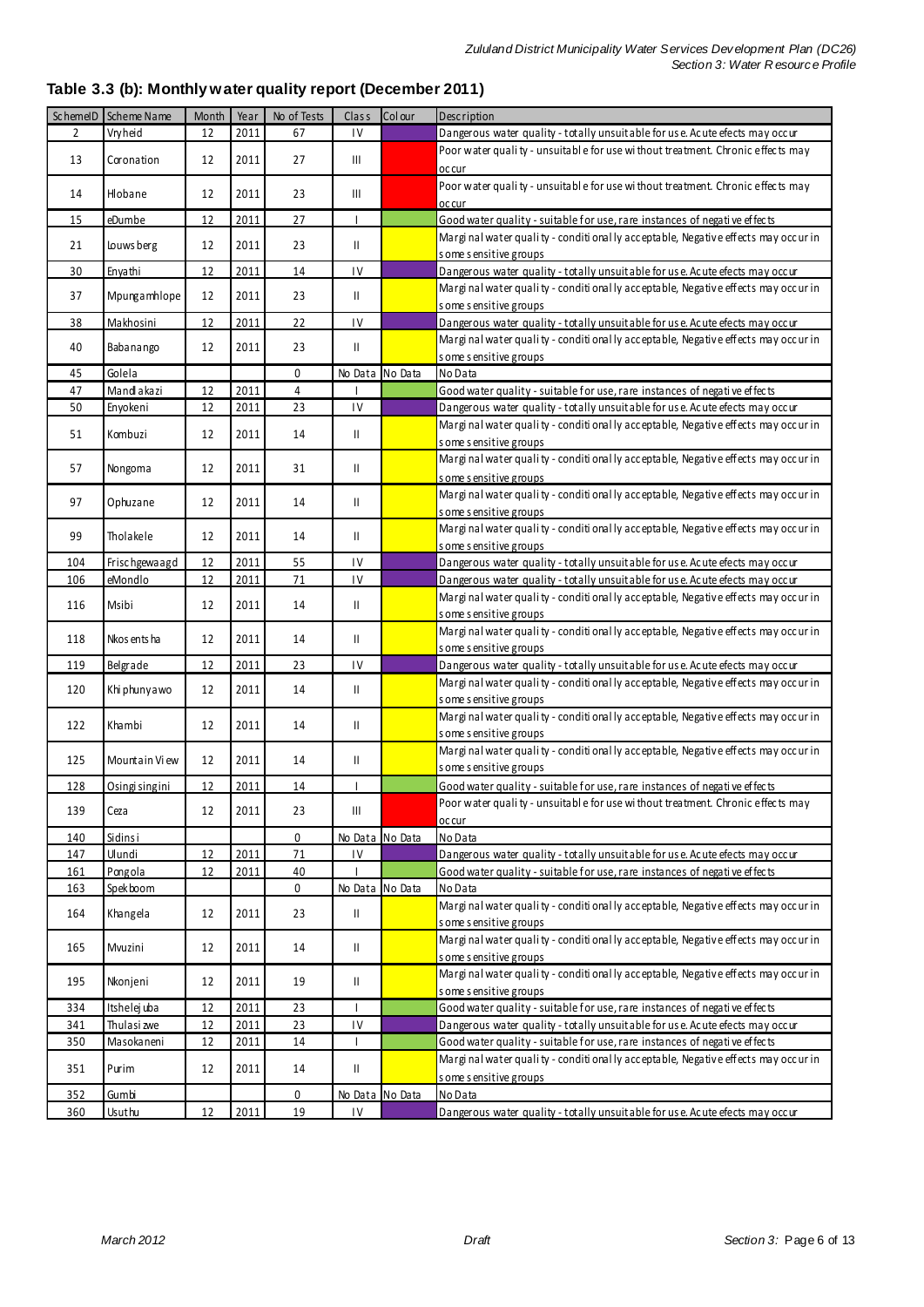## Table 3.3 (b): Monthly water quality report (December 2011)

| SchemeID | Scheme Name | Month | Year | No of Tests | Class | Colour | Description |
|---|---|---|---|---|---|---|---|
| 2 | Vryheid | 12 | 2011 | 67 | IV | | Dangerous water quality - totally unsuitable for use. Acute efects may occur |
| 13 | Coronation | 12 | 2011 | 27 | III | | Poor water quality - unsuitable for use without treatment. Chronic effects may occur |
| 14 | Hlobane | 12 | 2011 | 23 | III | | Poor water quality - unsuitable for use without treatment. Chronic effects may occur |
| 15 | eDumbe | 12 | 2011 | 27 | I | | Good water quality - suitable for use, rare instances of negative effects |
| 21 | Louwsberg | 12 | 2011 | 23 | II | | Marginal water quality - conditionally acceptable, Negative effects may occur in some sensitive groups |
| 30 | Enyathi | 12 | 2011 | 14 | IV | | Dangerous water quality - totally unsuitable for use. Acute efects may occur |
| 37 | Mpungamhlope | 12 | 2011 | 23 | II | | Marginal water quality - conditionally acceptable, Negative effects may occur in some sensitive groups |
| 38 | Makhosini | 12 | 2011 | 22 | IV | | Dangerous water quality - totally unsuitable for use. Acute efects may occur |
| 40 | Babanango | 12 | 2011 | 23 | II | | Marginal water quality - conditionally acceptable, Negative effects may occur in some sensitive groups |
| 45 | Golela | | | 0 | No Data | No Data | No Data |
| 47 | Mandlakazi | 12 | 2011 | 4 | I | | Good water quality - suitable for use, rare instances of negative effects |
| 50 | Enyokeni | 12 | 2011 | 23 | IV | | Dangerous water quality - totally unsuitable for use. Acute efects may occur |
| 51 | Kombuzi | 12 | 2011 | 14 | II | | Marginal water quality - conditionally acceptable, Negative effects may occur in some sensitive groups |
| 57 | Nongoma | 12 | 2011 | 31 | II | | Marginal water quality - conditionally acceptable, Negative effects may occur in some sensitive groups |
| 97 | Ophuzane | 12 | 2011 | 14 | II | | Marginal water quality - conditionally acceptable, Negative effects may occur in some sensitive groups |
| 99 | Tholakele | 12 | 2011 | 14 | II | | Marginal water quality - conditionally acceptable, Negative effects may occur in some sensitive groups |
| 104 | Frischgewaagd | 12 | 2011 | 55 | IV | | Dangerous water quality - totally unsuitable for use. Acute efects may occur |
| 106 | eMondlo | 12 | 2011 | 71 | IV | | Dangerous water quality - totally unsuitable for use. Acute efects may occur |
| 116 | Msibi | 12 | 2011 | 14 | II | | Marginal water quality - conditionally acceptable, Negative effects may occur in some sensitive groups |
| 118 | Nkosentsha | 12 | 2011 | 14 | II | | Marginal water quality - conditionally acceptable, Negative effects may occur in some sensitive groups |
| 119 | Belgrade | 12 | 2011 | 23 | IV | | Dangerous water quality - totally unsuitable for use. Acute efects may occur |
| 120 | Khiphunyawo | 12 | 2011 | 14 | II | | Marginal water quality - conditionally acceptable, Negative effects may occur in some sensitive groups |
| 122 | Khambi | 12 | 2011 | 14 | II | | Marginal water quality - conditionally acceptable, Negative effects may occur in some sensitive groups |
| 125 | Mountain View | 12 | 2011 | 14 | II | | Marginal water quality - conditionally acceptable, Negative effects may occur in some sensitive groups |
| 128 | Osingisingini | 12 | 2011 | 14 | I | | Good water quality - suitable for use, rare instances of negative effects |
| 139 | Ceza | 12 | 2011 | 23 | III | | Poor water quality - unsuitable for use without treatment. Chronic effects may occur |
| 140 | Sidinsi | | | 0 | No Data | No Data | No Data |
| 147 | Ulundi | 12 | 2011 | 71 | IV | | Dangerous water quality - totally unsuitable for use. Acute efects may occur |
| 161 | Pongola | 12 | 2011 | 40 | I | | Good water quality - suitable for use, rare instances of negative effects |
| 163 | Spekboom | | | 0 | No Data | No Data | No Data |
| 164 | Khangela | 12 | 2011 | 23 | II | | Marginal water quality - conditionally acceptable, Negative effects may occur in some sensitive groups |
| 165 | Mvuzini | 12 | 2011 | 14 | II | | Marginal water quality - conditionally acceptable, Negative effects may occur in some sensitive groups |
| 195 | Nkonjeni | 12 | 2011 | 19 | II | | Marginal water quality - conditionally acceptable, Negative effects may occur in some sensitive groups |
| 334 | Itshelejuba | 12 | 2011 | 23 | I | | Good water quality - suitable for use, rare instances of negative effects |
| 341 | Thulasizwe | 12 | 2011 | 23 | IV | | Dangerous water quality - totally unsuitable for use. Acute efects may occur |
| 350 | Masokaneni | 12 | 2011 | 14 | I | | Good water quality - suitable for use, rare instances of negative effects |
| 351 | Purim | 12 | 2011 | 14 | II | | Marginal water quality - conditionally acceptable, Negative effects may occur in some sensitive groups |
| 352 | Gumbi | | | 0 | No Data | No Data | No Data |
| 360 | Usuthu | 12 | 2011 | 19 | IV | | Dangerous water quality - totally unsuitable for use. Acute efects may occur |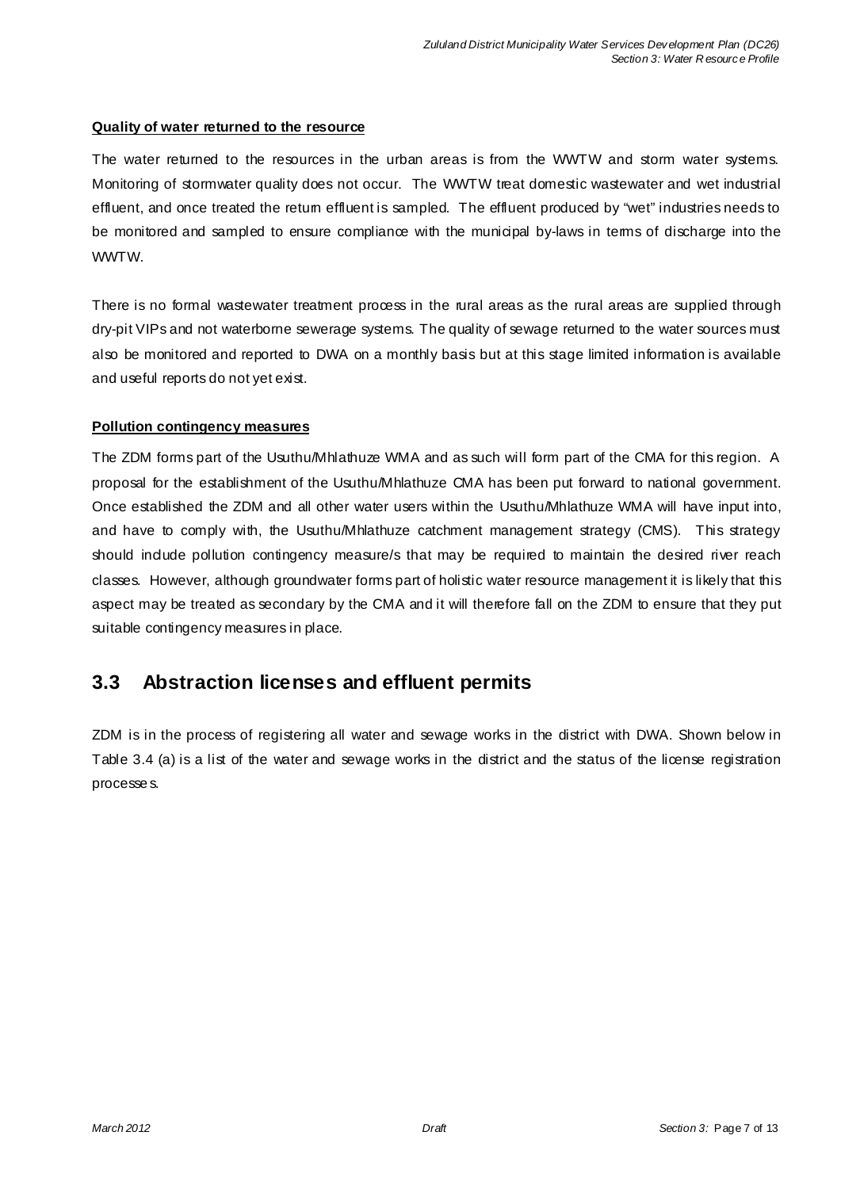**Quality of water returned to the resource**

The water returned to the resources in the urban areas is from the WWTW and storm water systems. Monitoring of stormwater quality does not occur. The WWTW treat domestic wastewater and wet industrial effluent, and once treated the return effluent is sampled. The effluent produced by "wet" industries needs to be monitored and sampled to ensure compliance with the municipal by-laws in terms of discharge into the WWTW.

There is no formal wastewater treatment process in the rural areas as the rural areas are supplied through dry-pit VIPs and not waterborne sewerage systems. The quality of sewage returned to the water sources must also be monitored and reported to DWA on a monthly basis but at this stage limited information is available and useful reports do not yet exist.

**Pollution contingency measures**

The ZDM forms part of the Usuthu/Mhlathuze WMA and as such will form part of the CMA for this region. A proposal for the establishment of the Usuthu/Mhlathuze CMA has been put forward to national government. Once established the ZDM and all other water users within the Usuthu/Mhlathuze WMA will have input into, and have to comply with, the Usuthu/Mhlathuze catchment management strategy (CMS). This strategy should include pollution contingency measure/s that may be required to maintain the desired river reach classes. However, although groundwater forms part of holistic water resource management it is likely that this aspect may be treated as secondary by the CMA and it will therefore fall on the ZDM to ensure that they put suitable contingency measures in place.

## 3.3 Abstraction licenses and effluent permits

ZDM is in the process of registering all water and sewage works in the district with DWA. Shown below in Table 3.4 (a) is a list of the water and sewage works in the district and the status of the license registration processes.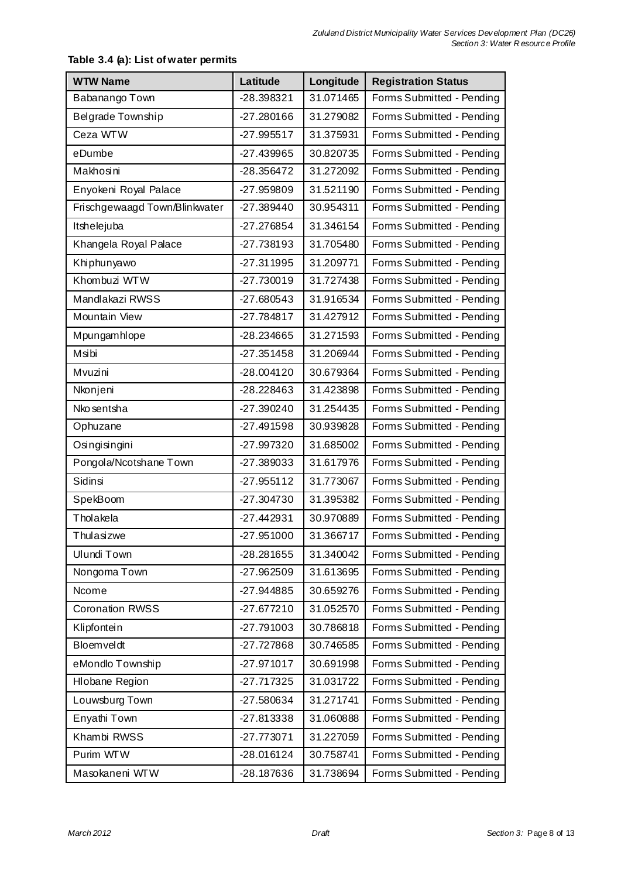**Table 3.4 (a): List of water permits**

| WTW Name | Latitude | Longitude | Registration Status |
|---|---|---|---|
| Babanango Town | -28.398321 | 31.071465 | Forms Submitted - Pending |
| Belgrade Township | -27.280166 | 31.279082 | Forms Submitted - Pending |
| Ceza WTW | -27.995517 | 31.375931 | Forms Submitted - Pending |
| eDumbe | -27.439965 | 30.820735 | Forms Submitted - Pending |
| Makhosini | -28.356472 | 31.272092 | Forms Submitted - Pending |
| Enyokeni Royal Palace | -27.959809 | 31.521190 | Forms Submitted - Pending |
| Frischgewaagd Town/Blinkwater | -27.389440 | 30.954311 | Forms Submitted - Pending |
| Itshelejuba | -27.276854 | 31.346154 | Forms Submitted - Pending |
| Khangela Royal Palace | -27.738193 | 31.705480 | Forms Submitted - Pending |
| Khiphunyawo | -27.311995 | 31.209771 | Forms Submitted - Pending |
| Khombuzi WTW | -27.730019 | 31.727438 | Forms Submitted - Pending |
| Mandlakazi RWSS | -27.680543 | 31.916534 | Forms Submitted - Pending |
| Mountain View | -27.784817 | 31.427912 | Forms Submitted - Pending |
| Mpungamhlope | -28.234665 | 31.271593 | Forms Submitted - Pending |
| Msibi | -27.351458 | 31.206944 | Forms Submitted - Pending |
| Mvuzini | -28.004120 | 30.679364 | Forms Submitted - Pending |
| Nkonjeni | -28.228463 | 31.423898 | Forms Submitted - Pending |
| Nkosentsha | -27.390240 | 31.254435 | Forms Submitted - Pending |
| Ophuzane | -27.491598 | 30.939828 | Forms Submitted - Pending |
| Osingisingini | -27.997320 | 31.685002 | Forms Submitted - Pending |
| Pongola/Ncotshane Town | -27.389033 | 31.617976 | Forms Submitted - Pending |
| Sidinsi | -27.955112 | 31.773067 | Forms Submitted - Pending |
| SpekBoom | -27.304730 | 31.395382 | Forms Submitted - Pending |
| Tholakela | -27.442931 | 30.970889 | Forms Submitted - Pending |
| Thulasizwe | -27.951000 | 31.366717 | Forms Submitted - Pending |
| Ulundi Town | -28.281655 | 31.340042 | Forms Submitted - Pending |
| Nongoma Town | -27.962509 | 31.613695 | Forms Submitted - Pending |
| Ncome | -27.944885 | 30.659276 | Forms Submitted - Pending |
| Coronation RWSS | -27.677210 | 31.052570 | Forms Submitted - Pending |
| Klipfontein | -27.791003 | 30.786818 | Forms Submitted - Pending |
| Bloemveldt | -27.727868 | 30.746585 | Forms Submitted - Pending |
| eMondlo Township | -27.971017 | 30.691998 | Forms Submitted - Pending |
| Hlobane Region | -27.717325 | 31.031722 | Forms Submitted - Pending |
| Louwsburg Town | -27.580634 | 31.271741 | Forms Submitted - Pending |
| Enyathi Town | -27.813338 | 31.060888 | Forms Submitted - Pending |
| Khambi RWSS | -27.773071 | 31.227059 | Forms Submitted - Pending |
| Purim WTW | -28.016124 | 30.758741 | Forms Submitted - Pending |
| Masokaneni WTW | -28.187636 | 31.738694 | Forms Submitted - Pending |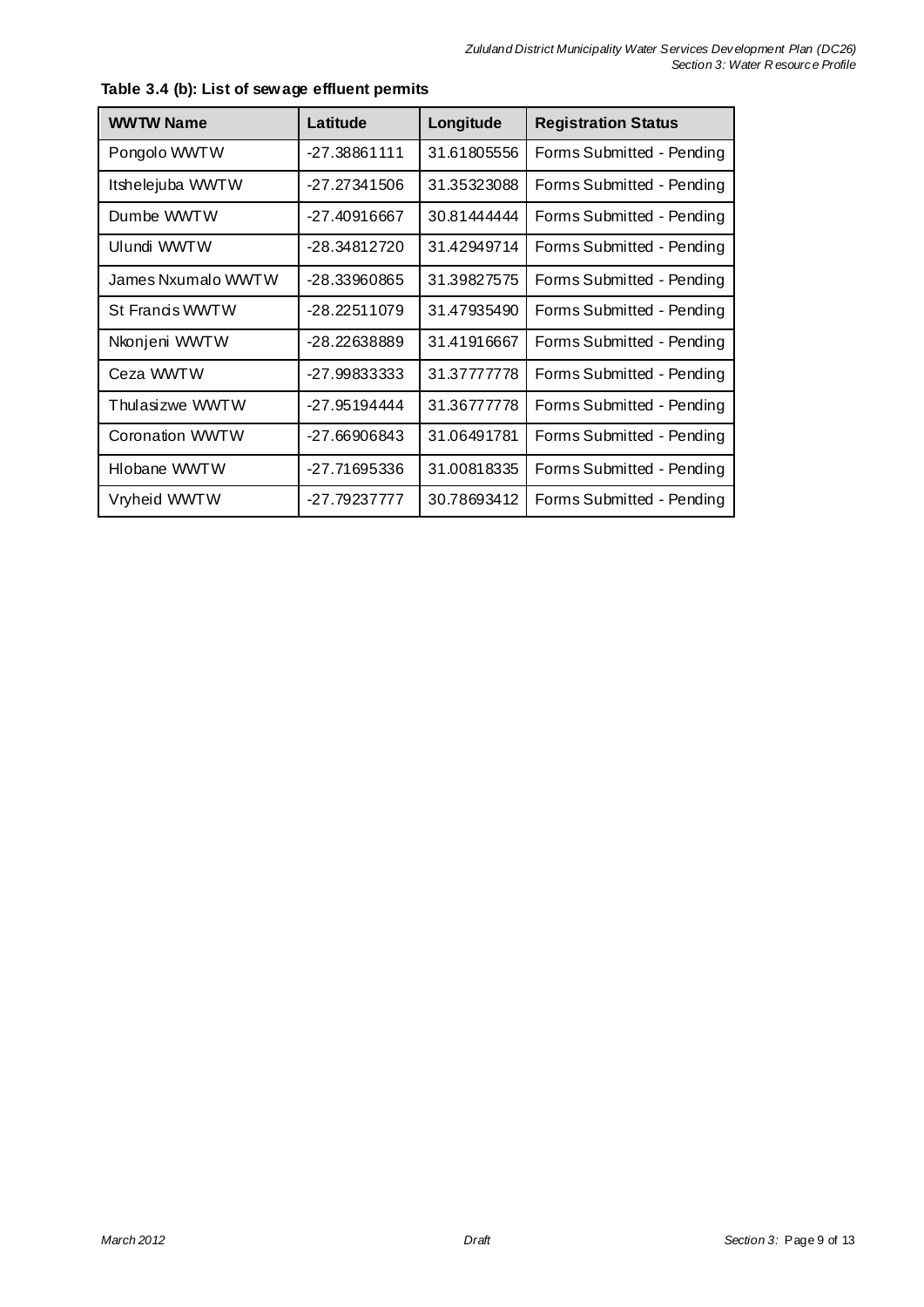**Table 3.4 (b): List of sewage effluent permits**

| WWTW Name | Latitude | Longitude | Registration Status |
| --- | --- | --- | --- |
| Pongolo WWTW | -27.38861111 | 31.61805556 | Forms Submitted - Pending |
| Itshelejuba WWTW | -27.27341506 | 31.35323088 | Forms Submitted - Pending |
| Dumbe WWTW | -27.40916667 | 30.81444444 | Forms Submitted - Pending |
| Ulundi WWTW | -28.34812720 | 31.42949714 | Forms Submitted - Pending |
| James Nxumalo WWTW | -28.33960865 | 31.39827575 | Forms Submitted - Pending |
| St Francis WWTW | -28.22511079 | 31.47935490 | Forms Submitted - Pending |
| Nkonjeni WWTW | -28.22638889 | 31.41916667 | Forms Submitted - Pending |
| Ceza WWTW | -27.99833333 | 31.37777778 | Forms Submitted - Pending |
| Thulasizwe WWTW | -27.95194444 | 31.36777778 | Forms Submitted - Pending |
| Coronation WWTW | -27.66906843 | 31.06491781 | Forms Submitted - Pending |
| Hlobane WWTW | -27.71695336 | 31.00818335 | Forms Submitted - Pending |
| Vryheid WWTW | -27.79237777 | 30.78693412 | Forms Submitted - Pending |